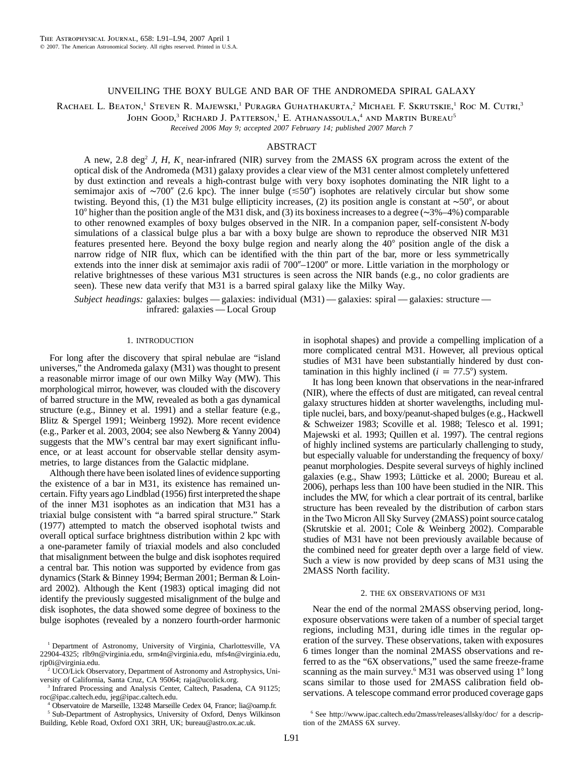# UNVEILING THE BOXY BULGE AND BAR OF THE ANDROMEDA SPIRAL GALAXY

Rachael L. Beaton,[1] Steven R. Majewski,[1] Puragra Guhathakurta,[2] Michael F. Skrutskie,[1] Roc M. Cutri,[3] John Good,[3] Richard J. Patterson,[1] E. Athanassoula,[4] and Martin Bureau[5]

*Received 2006 May 9; accepted 2007 February 14; published 2007 March 7*

## ABSTRACT

A new, 2.8 deg$^2$ $J$, $H$, $K_s$ near-infrared (NIR) survey from the 2MASS 6X program across the extent of the optical disk of the Andromeda (M31) galaxy provides a clear view of the M31 center almost completely unfettered by dust extinction and reveals a high-contrast bulge with very boxy isophotes dominating the NIR light to a semimajor axis of ~700″ (2.6 kpc). The inner bulge (≲50″) isophotes are relatively circular but show some twisting. Beyond this, (1) the M31 bulge ellipticity increases, (2) its position angle is constant at ~50°, or about 10° higher than the position angle of the M31 disk, and (3) its boxiness increases to a degree (~3%–4%) comparable to other renowned examples of boxy bulges observed in the NIR. In a companion paper, self-consistent $N$-body simulations of a classical bulge plus a bar with a boxy bulge are shown to reproduce the observed NIR M31 features presented here. Beyond the boxy bulge region and nearly along the 40° position angle of the disk a narrow ridge of NIR flux, which can be identified with the thin part of the bar, more or less symmetrically extends into the inner disk at semimajor axis radii of 700″–1200″ or more. Little variation in the morphology or relative brightnesses of these various M31 structures is seen across the NIR bands (e.g., no color gradients are seen). These new data verify that M31 is a barred spiral galaxy like the Milky Way.

*Subject headings:* galaxies: bulges — galaxies: individual (M31) — galaxies: spiral — galaxies: structure — infrared: galaxies — Local Group

## 1. INTRODUCTION

For long after the discovery that spiral nebulae are "island universes," the Andromeda galaxy (M31) was thought to present a reasonable mirror image of our own Milky Way (MW). This morphological mirror, however, was clouded with the discovery of barred structure in the MW, revealed as both a gas dynamical structure (e.g., Binney et al. 1991) and a stellar feature (e.g., Blitz & Spergel 1991; Weinberg 1992). More recent evidence (e.g., Parker et al. 2003, 2004; see also Newberg & Yanny 2004) suggests that the MW's central bar may exert significant influence, or at least account for observable stellar density asymmetries, to large distances from the Galactic midplane.

Although there have been isolated lines of evidence supporting the existence of a bar in M31, its existence has remained uncertain. Fifty years ago Lindblad (1956) first interpreted the shape of the inner M31 isophotes as an indication that M31 has a triaxial bulge consistent with "a barred spiral structure." Stark (1977) attempted to match the observed isophotal twists and overall optical surface brightness distribution within 2 kpc with a one-parameter family of triaxial models and also concluded that misalignment between the bulge and disk isophotes required a central bar. This notion was supported by evidence from gas dynamics (Stark & Binney 1994; Berman 2001; Berman & Loinard 2002). Although the Kent (1983) optical imaging did not identify the previously suggested misalignment of the bulge and disk isophotes, the data showed some degree of boxiness to the bulge isophotes (revealed by a nonzero fourth-order harmonic in isophotal shapes) and provide a compelling implication of a more complicated central M31. However, all previous optical studies of M31 have been substantially hindered by dust contamination in this highly inclined ($i = 77.5°$) system.

It has long been known that observations in the near-infrared (NIR), where the effects of dust are mitigated, can reveal central galaxy structures hidden at shorter wavelengths, including multiple nuclei, bars, and boxy/peanut-shaped bulges (e.g., Hackwell & Schweizer 1983; Scoville et al. 1988; Telesco et al. 1991; Majewski et al. 1993; Quillen et al. 1997). The central regions of highly inclined systems are particularly challenging to study, but especially valuable for understanding the frequency of boxy/peanut morphologies. Despite several surveys of highly inclined galaxies (e.g., Shaw 1993; Lütticke et al. 2000; Bureau et al. 2006), perhaps less than 100 have been studied in the NIR. This includes the MW, for which a clear portrait of its central, barlike structure has been revealed by the distribution of carbon stars in the Two Micron All Sky Survey (2MASS) point source catalog (Skrutskie et al. 2001; Cole & Weinberg 2002). Comparable studies of M31 have not been previously available because of the combined need for greater depth over a large field of view. Such a view is now provided by deep scans of M31 using the 2MASS North facility.

## 2. THE 6X OBSERVATIONS OF M31

Near the end of the normal 2MASS observing period, long-exposure observations were taken of a number of special target regions, including M31, during idle times in the regular operation of the survey. These observations, taken with exposures 6 times longer than the nominal 2MASS observations and referred to as the "6X observations," used the same freeze-frame scanning as the main survey.[6] M31 was observed using 1° long scans similar to those used for 2MASS calibration field observations. A telescope command error produced coverage gaps

[1] Department of Astronomy, University of Virginia, Charlottesville, VA 22904-4325; rlb9n@virginia.edu, srm4n@virginia.edu, mfs4n@virginia.edu, rjp0i@virginia.edu.

[2] UCO/Lick Observatory, Department of Astronomy and Astrophysics, University of California, Santa Cruz, CA 95064; raja@ucolick.org.

[3] Infrared Processing and Analysis Center, Caltech, Pasadena, CA 91125; roc@ipac.caltech.edu, jeg@ipac.caltech.edu.

[4] Observatoire de Marseille, 13248 Marseille Cedex 04, France; lia@oamp.fr.

[5] Sub-Department of Astrophysics, University of Oxford, Denys Wilkinson Building, Keble Road, Oxford OX1 3RH, UK; bureau@astro.ox.ac.uk.

[6] See http://www.ipac.caltech.edu/2mass/releases/allsky/doc/ for a description of the 2MASS 6X survey.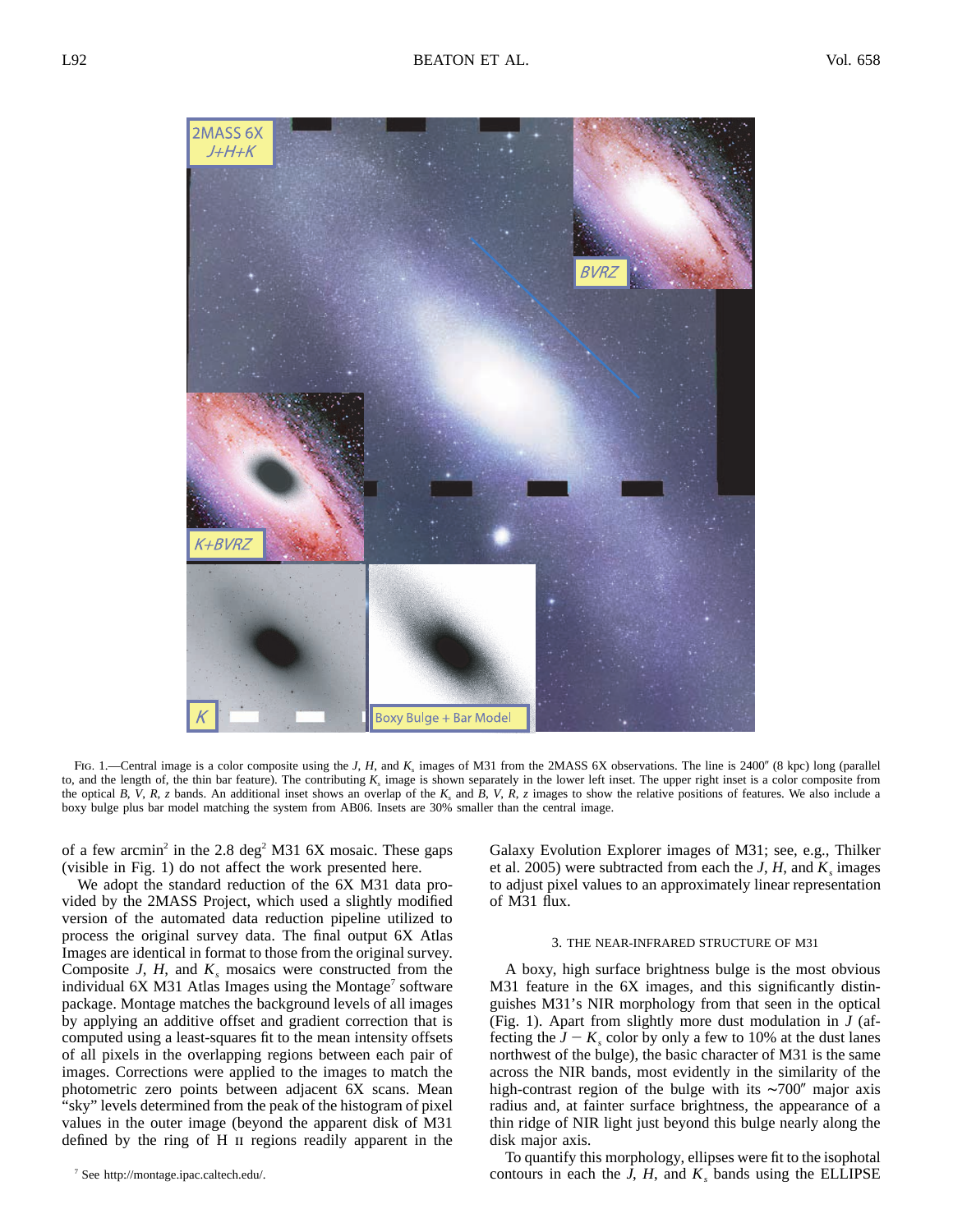2MASS 6X J+H+K

BVRZ

K+BVRZ

K

Boxy Bulge + Bar Model

Fig. 1.—Central image is a color composite using the $J$, $H$, and $K_s$ images of M31 from the 2MASS 6X observations. The line is 2400″ (8 kpc) long (parallel to, and the length of, the thin bar feature). The contributing $K_s$ image is shown separately in the lower left inset. The upper right inset is a color composite from the optical $B$, $V$, $R$, $z$ bands. An additional inset shows an overlap of the $K_s$ and $B$, $V$, $R$, $z$ images to show the relative positions of features. We also include a boxy bulge plus bar model matching the system from AB06. Insets are 30% smaller than the central image.

of a few arcmin$^2$ in the 2.8 deg$^2$ M31 6X mosaic. These gaps (visible in Fig. 1) do not affect the work presented here.

We adopt the standard reduction of the 6X M31 data provided by the 2MASS Project, which used a slightly modified version of the automated data reduction pipeline utilized to process the original survey data. The final output 6X Atlas Images are identical in format to those from the original survey. Composite $J$, $H$, and $K_s$ mosaics were constructed from the individual 6X M31 Atlas Images using the Montage[7] software package. Montage matches the background levels of all images by applying an additive offset and gradient correction that is computed using a least-squares fit to the mean intensity offsets of all pixels in the overlapping regions between each pair of images. Corrections were applied to the images to match the photometric zero points between adjacent 6X scans. Mean "sky" levels determined from the peak of the histogram of pixel values in the outer image (beyond the apparent disk of M31 defined by the ring of H II regions readily apparent in the Galaxy Evolution Explorer images of M31; see, e.g., Thilker et al. 2005) were subtracted from each the $J$, $H$, and $K_s$ images to adjust pixel values to an approximately linear representation of M31 flux.

[7] See http://montage.ipac.caltech.edu/.

## 3. THE NEAR-INFRARED STRUCTURE OF M31

A boxy, high surface brightness bulge is the most obvious M31 feature in the 6X images, and this significantly distinguishes M31's NIR morphology from that seen in the optical (Fig. 1). Apart from slightly more dust modulation in $J$ (affecting the $J - K_s$ color by only a few to 10% at the dust lanes northwest of the bulge), the basic character of M31 is the same across the NIR bands, most evidently in the similarity of the high-contrast region of the bulge with its ~700″ major axis radius and, at fainter surface brightness, the appearance of a thin ridge of NIR light just beyond this bulge nearly along the disk major axis.

To quantify this morphology, ellipses were fit to the isophotal contours in each the $J$, $H$, and $K_s$ bands using the ELLIPSE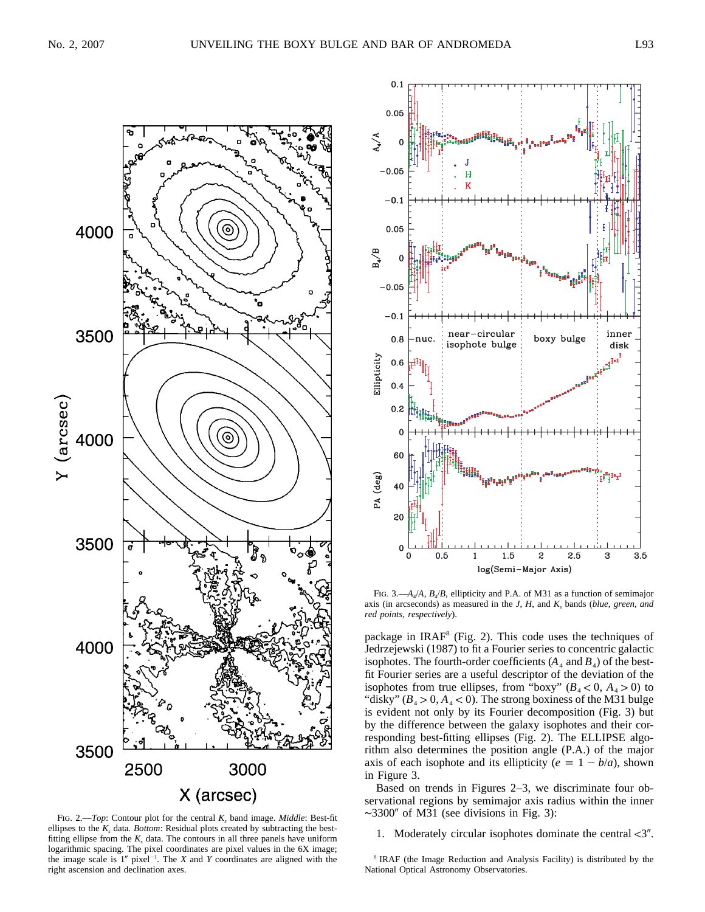FIG. 2.—*Top*: Contour plot for the central $K_s$ band image. *Middle*: Best-fit ellipses to the $K_s$ data. *Bottom*: Residual plots created by subtracting the best-fitting ellipse from the $K_s$ data. The contours in all three panels have uniform logarithmic spacing. The pixel coordinates are pixel values in the 6X image; the image scale is 1″ pixel$^{-1}$. The $X$ and $Y$ coordinates are aligned with the right ascension and declination axes.

FIG. 3.—$A_4/A$, $B_4/B$, ellipticity and P.A. of M31 as a function of semimajor axis (in arcseconds) as measured in the $J$, $H$, and $K_s$ bands (*blue*, *green*, *and red points*, *respectively*).

package in IRAF[8] (Fig. 2). This code uses the techniques of Jedrzejewski (1987) to fit a Fourier series to concentric galactic isophotes. The fourth-order coefficients ($A_4$ and $B_4$) of the best-fit Fourier series are a useful descriptor of the deviation of the isophotes from true ellipses, from "boxy" ($B_4 < 0$, $A_4 > 0$) to "disky" ($B_4 > 0$, $A_4 < 0$). The strong boxiness of the M31 bulge is evident not only by its Fourier decomposition (Fig. 3) but by the difference between the galaxy isophotes and their corresponding best-fitting ellipses (Fig. 2). The ELLIPSE algorithm also determines the position angle (P.A.) of the major axis of each isophote and its ellipticity ($e = 1 - b/a$), shown in Figure 3.

Based on trends in Figures 2–3, we discriminate four observational regions by semimajor axis radius within the inner ~3300″ of M31 (see divisions in Fig. 3):

1. Moderately circular isophotes dominate the central <3″.

[8] IRAF (the Image Reduction and Analysis Facility) is distributed by the National Optical Astronomy Observatories.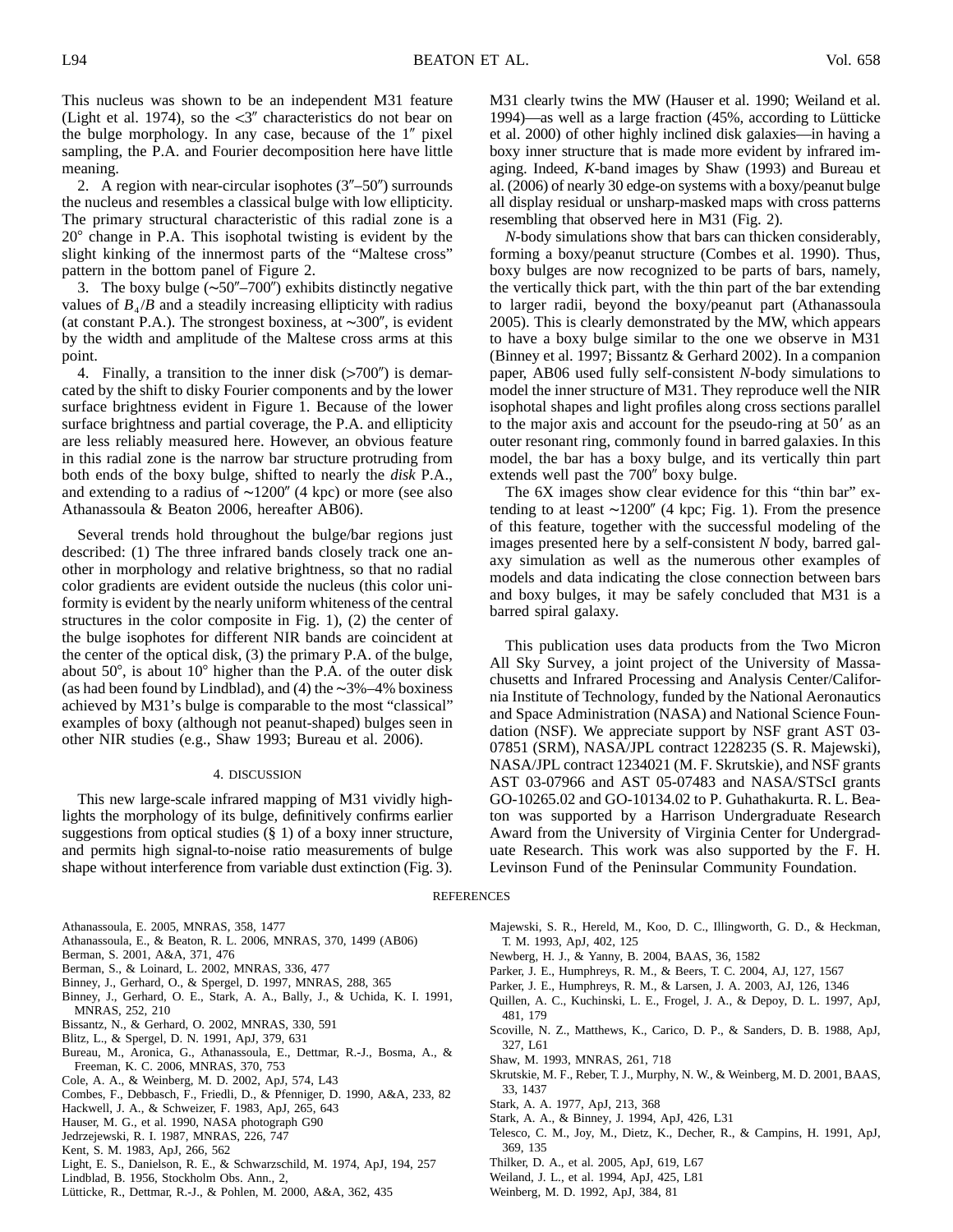This nucleus was shown to be an independent M31 feature (Light et al. 1974), so the <3″ characteristics do not bear on the bulge morphology. In any case, because of the 1″ pixel sampling, the P.A. and Fourier decomposition here have little meaning.

2. A region with near-circular isophotes (3″–50″) surrounds the nucleus and resembles a classical bulge with low ellipticity. The primary structural characteristic of this radial zone is a 20° change in P.A. This isophotal twisting is evident by the slight kinking of the innermost parts of the "Maltese cross" pattern in the bottom panel of Figure 2.

3. The boxy bulge (∼50″–700″) exhibits distinctly negative values of $B_4/B$ and a steadily increasing ellipticity with radius (at constant P.A.). The strongest boxiness, at ∼300″, is evident by the width and amplitude of the Maltese cross arms at this point.

4. Finally, a transition to the inner disk (>700″) is demarcated by the shift to disky Fourier components and by the lower surface brightness evident in Figure 1. Because of the lower surface brightness and partial coverage, the P.A. and ellipticity are less reliably measured here. However, an obvious feature in this radial zone is the narrow bar structure protruding from both ends of the boxy bulge, shifted to nearly the *disk* P.A., and extending to a radius of ∼1200″ (4 kpc) or more (see also Athanassoula & Beaton 2006, hereafter AB06).

Several trends hold throughout the bulge/bar regions just described: (1) The three infrared bands closely track one another in morphology and relative brightness, so that no radial color gradients are evident outside the nucleus (this color uniformity is evident by the nearly uniform whiteness of the central structures in the color composite in Fig. 1), (2) the center of the bulge isophotes for different NIR bands are coincident at the center of the optical disk, (3) the primary P.A. of the bulge, about 50°, is about 10° higher than the P.A. of the outer disk (as had been found by Lindblad), and (4) the ∼3%–4% boxiness achieved by M31's bulge is comparable to the most "classical" examples of boxy (although not peanut-shaped) bulges seen in other NIR studies (e.g., Shaw 1993; Bureau et al. 2006).

## 4. DISCUSSION

This new large-scale infrared mapping of M31 vividly highlights the morphology of its bulge, definitively confirms earlier suggestions from optical studies (§ 1) of a boxy inner structure, and permits high signal-to-noise ratio measurements of bulge shape without interference from variable dust extinction (Fig. 3). M31 clearly twins the MW (Hauser et al. 1990; Weiland et al. 1994)—as well as a large fraction (45%, according to Lütticke et al. 2000) of other highly inclined disk galaxies—in having a boxy inner structure that is made more evident by infrared imaging. Indeed, *K*-band images by Shaw (1993) and Bureau et al. (2006) of nearly 30 edge-on systems with a boxy/peanut bulge all display residual or unsharp-masked maps with cross patterns resembling that observed here in M31 (Fig. 2).

*N*-body simulations show that bars can thicken considerably, forming a boxy/peanut structure (Combes et al. 1990). Thus, boxy bulges are now recognized to be parts of bars, namely, the vertically thick part, with the thin part of the bar extending to larger radii, beyond the boxy/peanut part (Athanassoula 2005). This is clearly demonstrated by the MW, which appears to have a boxy bulge similar to the one we observe in M31 (Binney et al. 1997; Bissantz & Gerhard 2002). In a companion paper, AB06 used fully self-consistent *N*-body simulations to model the inner structure of M31. They reproduce well the NIR isophotal shapes and light profiles along cross sections parallel to the major axis and account for the pseudo-ring at 50′ as an outer resonant ring, commonly found in barred galaxies. In this model, the bar has a boxy bulge, and its vertically thin part extends well past the 700″ boxy bulge.

The 6X images show clear evidence for this "thin bar" extending to at least ∼1200″ (4 kpc; Fig. 1). From the presence of this feature, together with the successful modeling of the images presented here by a self-consistent *N* body, barred galaxy simulation as well as the numerous other examples of models and data indicating the close connection between bars and boxy bulges, it may be safely concluded that M31 is a barred spiral galaxy.

This publication uses data products from the Two Micron All Sky Survey, a joint project of the University of Massachusetts and Infrared Processing and Analysis Center/California Institute of Technology, funded by the National Aeronautics and Space Administration (NASA) and National Science Foundation (NSF). We appreciate support by NSF grant AST 03-07851 (SRM), NASA/JPL contract 1228235 (S. R. Majewski), NASA/JPL contract 1234021 (M. F. Skrutskie), and NSF grants AST 03-07966 and AST 05-07483 and NASA/STScI grants GO-10265.02 and GO-10134.02 to P. Guhathakurta. R. L. Beaton was supported by a Harrison Undergraduate Research Award from the University of Virginia Center for Undergraduate Research. This work was also supported by the F. H. Levinson Fund of the Peninsular Community Foundation.

## REFERENCES

Athanassoula, E. 2005, MNRAS, 358, 1477
Athanassoula, E., & Beaton, R. L. 2006, MNRAS, 370, 1499 (AB06)
Berman, S. 2001, A&A, 371, 476
Berman, S., & Loinard, L. 2002, MNRAS, 336, 477
Binney, J., Gerhard, O., & Spergel, D. 1997, MNRAS, 288, 365
Binney, J., Gerhard, O. E., Stark, A. A., Bally, J., & Uchida, K. I. 1991, MNRAS, 252, 210
Bissantz, N., & Gerhard, O. 2002, MNRAS, 330, 591
Blitz, L., & Spergel, D. N. 1991, ApJ, 379, 631
Bureau, M., Aronica, G., Athanassoula, E., Dettmar, R.-J., Bosma, A., & Freeman, K. C. 2006, MNRAS, 370, 753
Cole, A. A., & Weinberg, M. D. 2002, ApJ, 574, L43
Combes, F., Debbasch, F., Friedli, D., & Pfenniger, D. 1990, A&A, 233, 82
Hackwell, J. A., & Schweizer, F. 1983, ApJ, 265, 643
Hauser, M. G., et al. 1990, NASA photograph G90
Jedrzejewski, R. I. 1987, MNRAS, 226, 747
Kent, S. M. 1983, ApJ, 266, 562
Light, E. S., Danielson, R. E., & Schwarzschild, M. 1974, ApJ, 194, 257
Lindblad, B. 1956, Stockholm Obs. Ann., 2,
Lütticke, R., Dettmar, R.-J., & Pohlen, M. 2000, A&A, 362, 435
Majewski, S. R., Hereld, M., Koo, D. C., Illingworth, G. D., & Heckman, T. M. 1993, ApJ, 402, 125
Newberg, H. J., & Yanny, B. 2004, BAAS, 36, 1582
Parker, J. E., Humphreys, R. M., & Beers, T. C. 2004, AJ, 127, 1567
Parker, J. E., Humphreys, R. M., & Larsen, J. A. 2003, AJ, 126, 1346
Quillen, A. C., Kuchinski, L. E., Frogel, J. A., & Depoy, D. L. 1997, ApJ, 481, 179
Scoville, N. Z., Matthews, K., Carico, D. P., & Sanders, D. B. 1988, ApJ, 327, L61
Shaw, M. 1993, MNRAS, 261, 718
Skrutskie, M. F., Reber, T. J., Murphy, N. W., & Weinberg, M. D. 2001, BAAS, 33, 1437
Stark, A. A. 1977, ApJ, 213, 368
Stark, A. A., & Binney, J. 1994, ApJ, 426, L31
Telesco, C. M., Joy, M., Dietz, K., Decher, R., & Campins, H. 1991, ApJ, 369, 135
Thilker, D. A., et al. 2005, ApJ, 619, L67
Weiland, J. L., et al. 1994, ApJ, 425, L81
Weinberg, M. D. 1992, ApJ, 384, 81